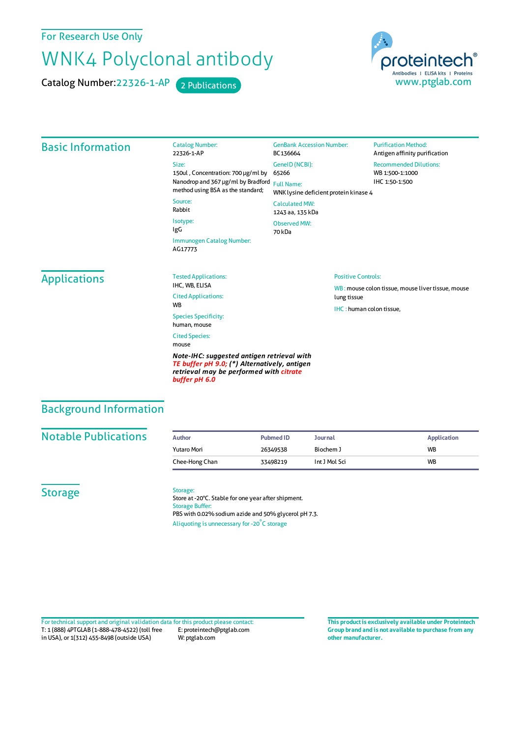For Research Use Only

# WNK4 Polyclonal antibody

Catalog Number:22326-1-AP 2 Publications

proteintech®
Antibodies | ELISA kits | Proteins
www.ptglab.com

## Basic Information

Catalog Number:
22326-1-AP

Size:
150ul , Concentration: 700 μg/ml by Nanodrop and 367 μg/ml by Bradford method using BSA as the standard;

Source:
Rabbit

Isotype:
IgG

Immunogen Catalog Number:
AG17773

GenBank Accession Number:
BC136664

GeneID (NCBI):
65266

Full Name:
WNK lysine deficient protein kinase 4

Calculated MW:
1243 aa, 135 kDa

Observed MW:
70 kDa

Purification Method:
Antigen affinity purification

Recommended Dilutions:
WB 1:500-1:1000
IHC 1:50-1:500

## Applications

Tested Applications:
IHC, WB, ELISA

Cited Applications:
WB

Species Specificity:
human, mouse

Cited Species:
mouse

***Note-IHC: suggested antigen retrieval with TE buffer pH 9.0; (*) Alternatively, antigen retrieval may be performed with citrate buffer pH 6.0***

Positive Controls:

WB : mouse colon tissue, mouse liver tissue, mouse lung tissue

IHC : human colon tissue,

## Background Information

## Notable Publications

| Author | Pubmed ID | Journal | Application |
|---|---|---|---|
| Yutaro Mori | 26349538 | Biochem J | WB |
| Chee-Hong Chan | 33498219 | Int J Mol Sci | WB |

## Storage

Storage:
Store at -20°C. Stable for one year after shipment.

Storage Buffer:
PBS with 0.02% sodium azide and 50% glycerol pH 7.3.

Aliquoting is unnecessary for -20°C storage

For technical support and original validation data for this product please contact:
T: 1 (888) 4PTGLAB (1-888-478-4522) (toll free in USA), or 1(312) 455-8498 (outside USA)
E: proteintech@ptglab.com
W: ptglab.com

**This product is exclusively available under Proteintech Group brand and is not available to purchase from any other manufacturer.**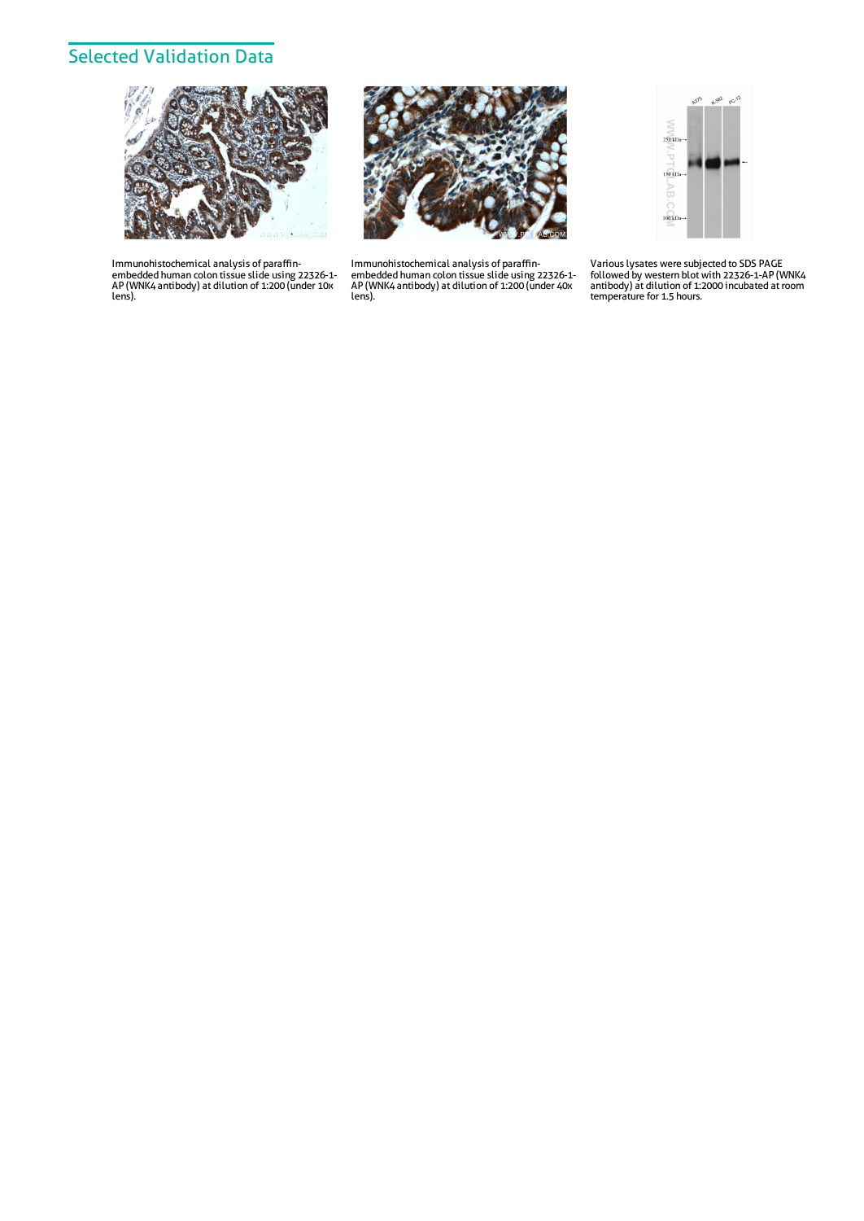## Selected Validation Data

Immunohistochemical analysis of paraffin-embedded human colon tissue slide using 22326-1-AP (WNK4 antibody) at dilution of 1:200 (under 10x lens).

Immunohistochemical analysis of paraffin-embedded human colon tissue slide using 22326-1-AP (WNK4 antibody) at dilution of 1:200 (under 40x lens).

Various lysates were subjected to SDS PAGE followed by western blot with 22326-1-AP (WNK4 antibody) at dilution of 1:2000 incubated at room temperature for 1.5 hours.